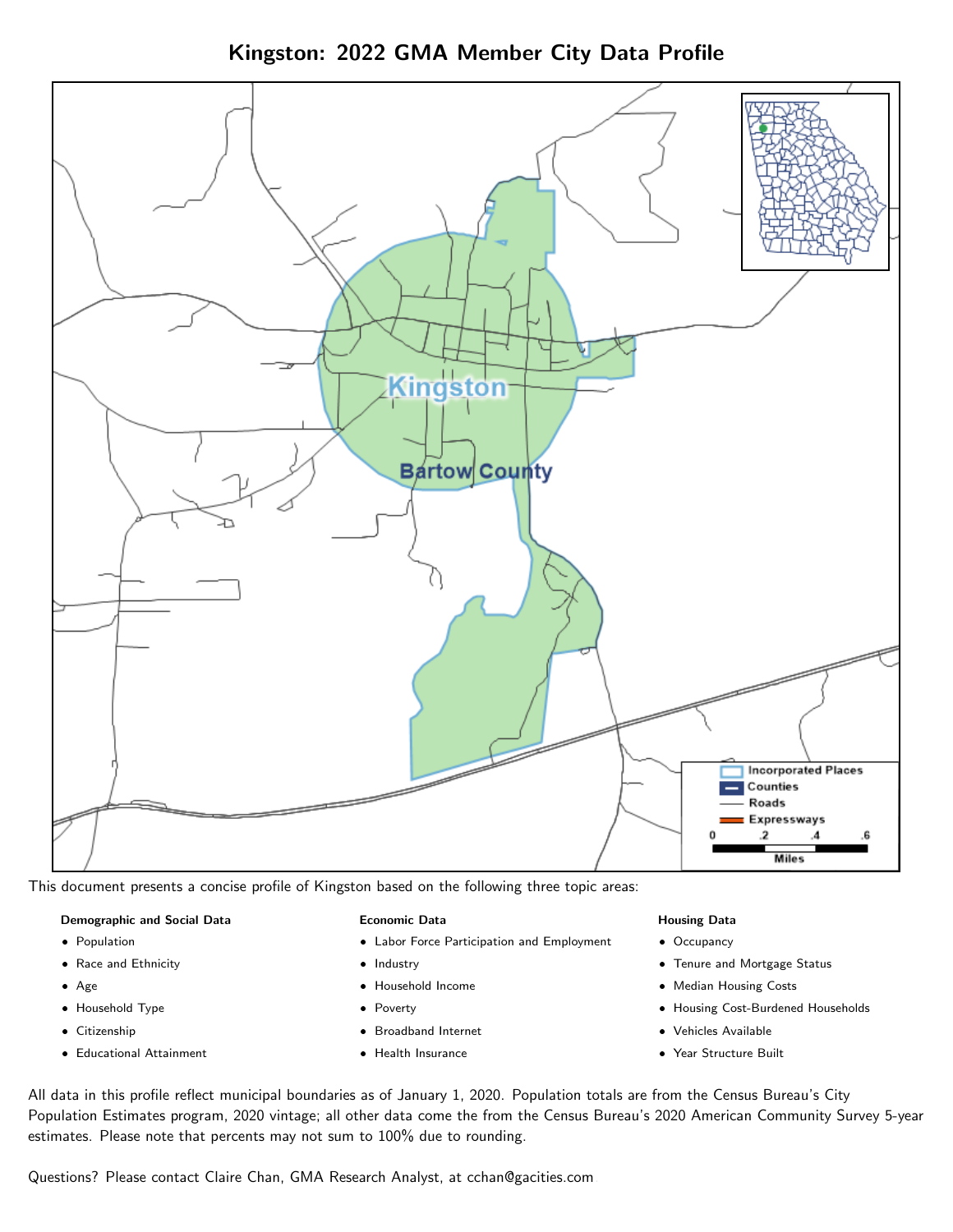# Kingston: 2022 GMA Member City Data Profile

This document presents a concise profile of Kingston based on the following three topic areas:

**Demographic and Social Data**

- Population
- Race and Ethnicity
- Age
- Household Type
- Citizenship
- Educational Attainment

**Economic Data**

- Labor Force Participation and Employment
- Industry
- Household Income
- Poverty
- Broadband Internet
- Health Insurance

**Housing Data**

- Occupancy
- Tenure and Mortgage Status
- Median Housing Costs
- Housing Cost-Burdened Households
- Vehicles Available
- Year Structure Built

All data in this profile reflect municipal boundaries as of January 1, 2020. Population totals are from the Census Bureau's City Population Estimates program, 2020 vintage; all other data come the from the Census Bureau's 2020 American Community Survey 5-year estimates. Please note that percents may not sum to 100% due to rounding.

Questions? Please contact Claire Chan, GMA Research Analyst, at cchan@gacities.com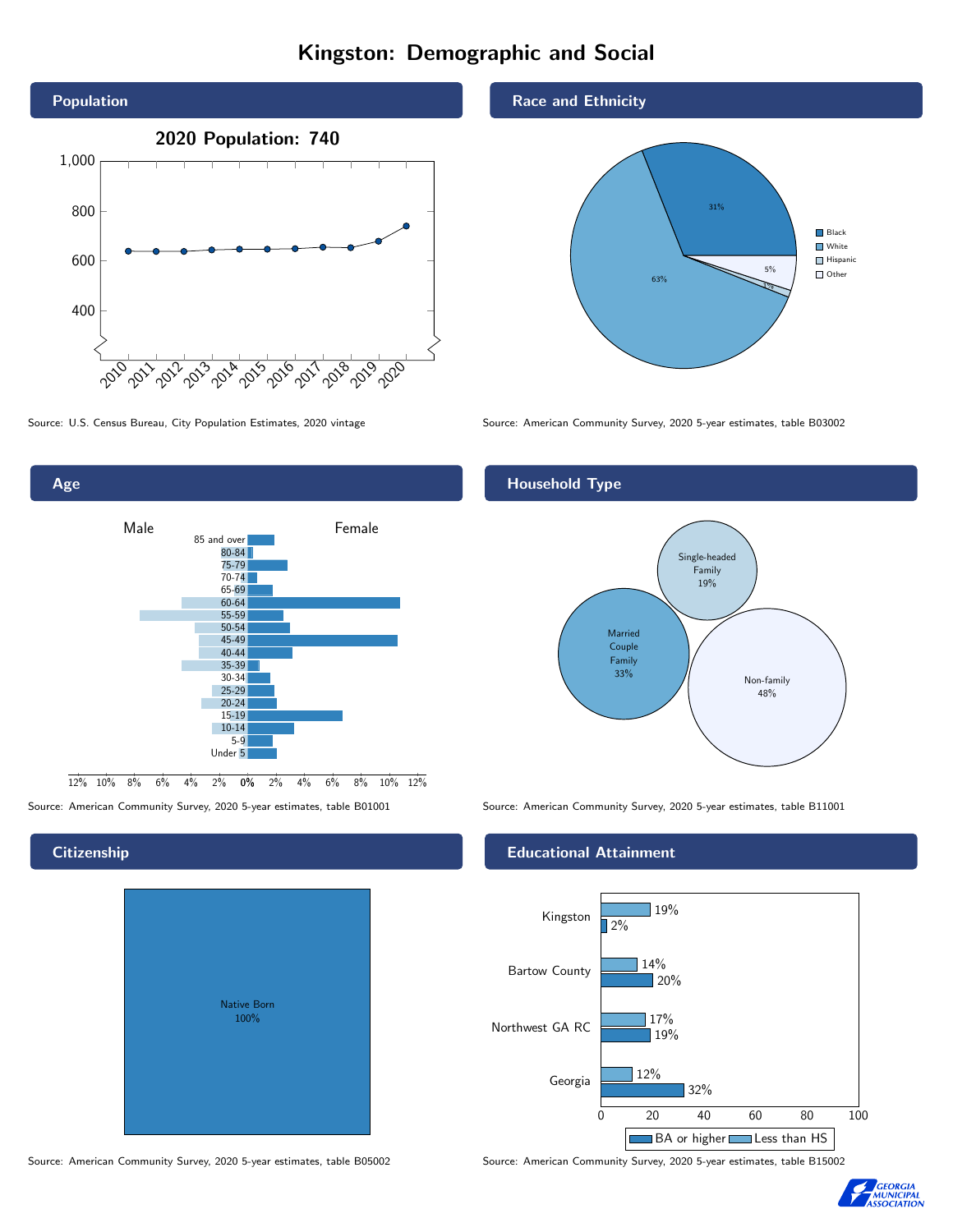# Kingston: Demographic and Social

## Population

2020 Population: 740

Source: U.S. Census Bureau, City Population Estimates, 2020 vintage

## Race and Ethnicity

| Race/Ethnicity | Percent |
|---|---|
| Black | 31% |
| White | 63% |
| Hispanic | 1% |
| Other | 5% |

Source: American Community Survey, 2020 5-year estimates, table B03002

## Age

Source: American Community Survey, 2020 5-year estimates, table B01001

## Household Type

| Household Type | Percent |
|---|---|
| Married Couple Family | 33% |
| Single-headed Family | 19% |
| Non-family | 48% |

Source: American Community Survey, 2020 5-year estimates, table B11001

## Citizenship

Native Born 100%

Source: American Community Survey, 2020 5-year estimates, table B05002

## Educational Attainment

| Area | Less than HS | BA or higher |
|---|---|---|
| Kingston | 19% | 2% |
| Bartow County | 14% | 20% |
| Northwest GA RC | 17% | 19% |
| Georgia | 12% | 32% |

Source: American Community Survey, 2020 5-year estimates, table B15002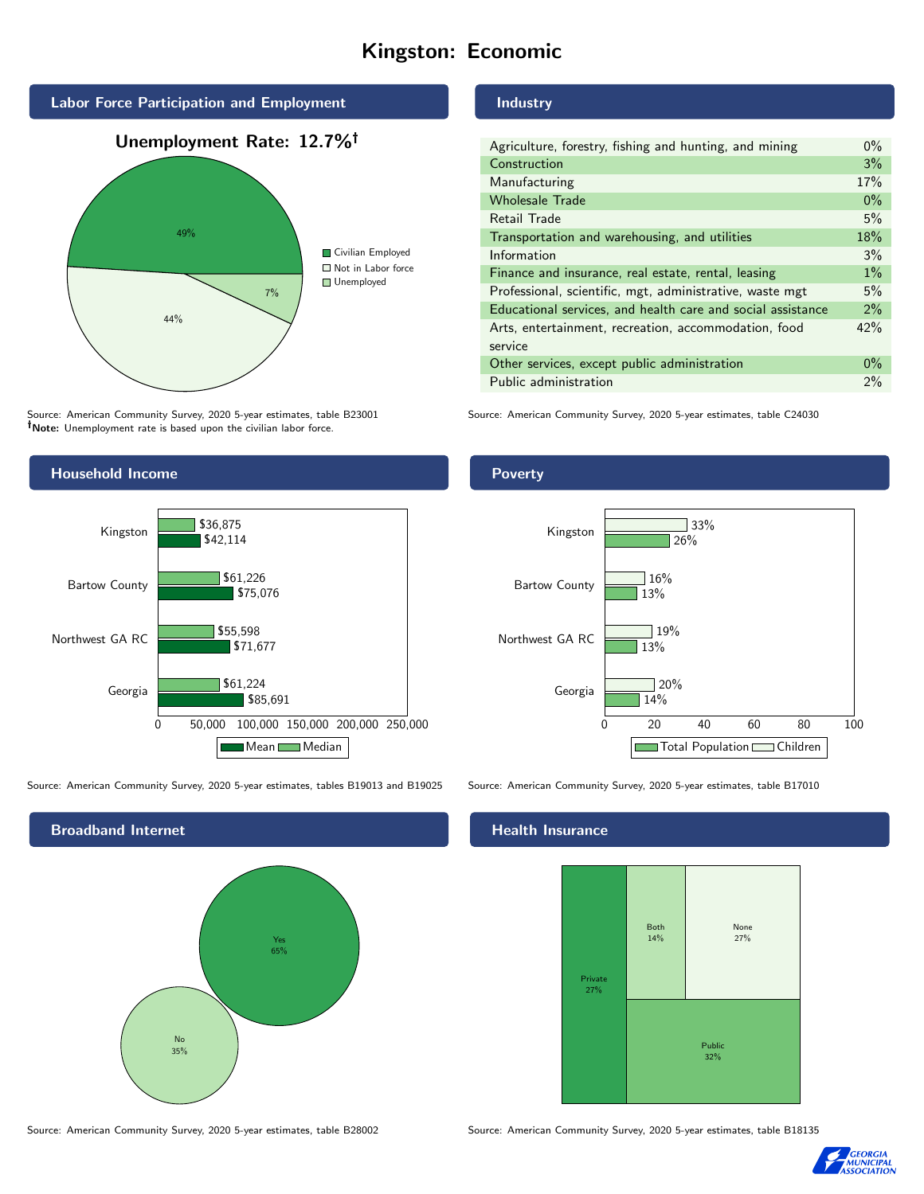# Kingston: Economic

## Labor Force Participation and Employment

**Unemployment Rate: 12.7%†**

| Category | Percent |
|---|---|
| Civilian Employed | 49% |
| Not in Labor force | 44% |
| Unemployed | 7% |

Source: American Community Survey, 2020 5-year estimates, table B23001
**†Note:** Unemployment rate is based upon the civilian labor force.

## Industry

| Industry | Percent |
|---|---|
| Agriculture, forestry, fishing and hunting, and mining | 0% |
| Construction | 3% |
| Manufacturing | 17% |
| Wholesale Trade | 0% |
| Retail Trade | 5% |
| Transportation and warehousing, and utilities | 18% |
| Information | 3% |
| Finance and insurance, real estate, rental, leasing | 1% |
| Professional, scientific, mgt, administrative, waste mgt | 5% |
| Educational services, and health care and social assistance | 2% |
| Arts, entertainment, recreation, accommodation, food service | 42% |
| Other services, except public administration | 0% |
| Public administration | 2% |

Source: American Community Survey, 2020 5-year estimates, table C24030

## Household Income

| | Median | Mean |
|---|---|---|
| Kingston | $36,875 | $42,114 |
| Bartow County | $61,226 | $75,076 |
| Northwest GA RC | $55,598 | $71,677 |
| Georgia | $61,224 | $85,691 |

Source: American Community Survey, 2020 5-year estimates, tables B19013 and B19025

## Poverty

| | Children | Total Population |
|---|---|---|
| Kingston | 33% | 26% |
| Bartow County | 16% | 13% |
| Northwest GA RC | 19% | 13% |
| Georgia | 20% | 14% |

Source: American Community Survey, 2020 5-year estimates, table B17010

## Broadband Internet

| | Percent |
|---|---|
| Yes | 65% |
| No | 35% |

Source: American Community Survey, 2020 5-year estimates, table B28002

## Health Insurance

| | Percent |
|---|---|
| Private | 27% |
| Both | 14% |
| None | 27% |
| Public | 32% |

Source: American Community Survey, 2020 5-year estimates, table B18135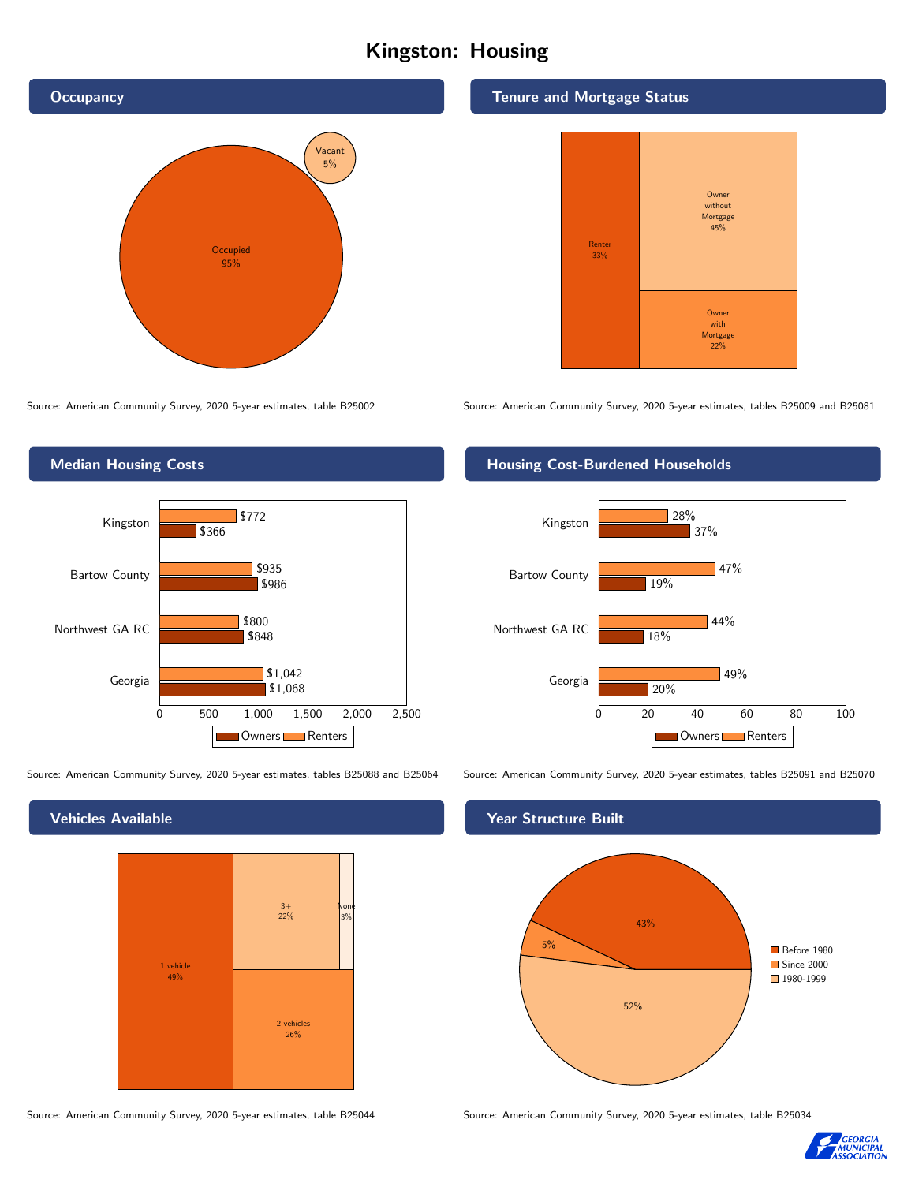# Kingston: Housing

## Occupancy

Vacant
5%

Occupied
95%

Source: American Community Survey, 2020 5-year estimates, table B25002

## Tenure and Mortgage Status

Renter
33%

Owner
without
Mortgage
45%

Owner
with
Mortgage
22%

Source: American Community Survey, 2020 5-year estimates, tables B25009 and B25081

## Median Housing Costs

Kingston
$772
$366

Bartow County
$935
$986

Northwest GA RC
$800
$848

Georgia
$1,042
$1,068

0
500
1,000
1,500
2,000
2,500

Owners
Renters

Source: American Community Survey, 2020 5-year estimates, tables B25088 and B25064

## Housing Cost-Burdened Households

Kingston
28%
37%

Bartow County
47%
19%

Northwest GA RC
44%
18%

Georgia
49%
20%

0
20
40
60
80
100

Owners
Renters

Source: American Community Survey, 2020 5-year estimates, tables B25091 and B25070

## Vehicles Available

1 vehicle
49%

3+
22%

None
3%

2 vehicles
26%

Source: American Community Survey, 2020 5-year estimates, table B25044

## Year Structure Built

43%

5%

52%

Before 1980
Since 2000
1980-1999

Source: American Community Survey, 2020 5-year estimates, table B25034

GEORGIA MUNICIPAL ASSOCIATION